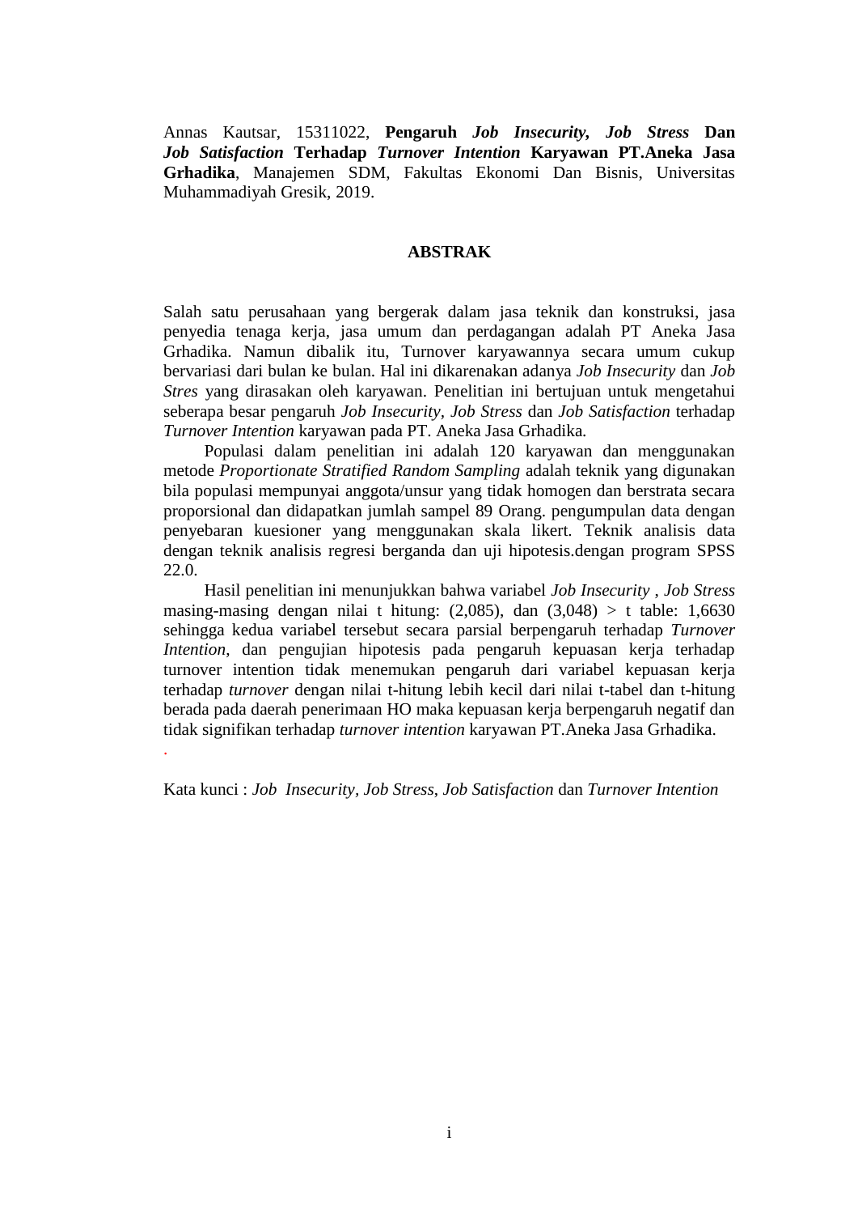Annas Kautsar, 15311022, **Pengaruh *Job Insecurity*, *Job Stress* Dan *Job Satisfaction* Terhadap *Turnover Intention* Karyawan PT.Aneka Jasa Grhadika**, Manajemen SDM, Fakultas Ekonomi Dan Bisnis, Universitas Muhammadiyah Gresik, 2019.

## ABSTRAK

Salah satu perusahaan yang bergerak dalam jasa teknik dan konstruksi, jasa penyedia tenaga kerja, jasa umum dan perdagangan adalah PT Aneka Jasa Grhadika. Namun dibalik itu, Turnover karyawannya secara umum cukup bervariasi dari bulan ke bulan. Hal ini dikarenakan adanya *Job Insecurity* dan *Job Stres* yang dirasakan oleh karyawan. Penelitian ini bertujuan untuk mengetahui seberapa besar pengaruh *Job Insecurity*, *Job Stress* dan *Job Satisfaction* terhadap *Turnover Intention* karyawan pada PT. Aneka Jasa Grhadika.

Populasi dalam penelitian ini adalah 120 karyawan dan menggunakan metode *Proportionate Stratified Random Sampling* adalah teknik yang digunakan bila populasi mempunyai anggota/unsur yang tidak homogen dan berstrata secara proporsional dan didapatkan jumlah sampel 89 Orang. pengumpulan data dengan penyebaran kuesioner yang menggunakan skala likert. Teknik analisis data dengan teknik analisis regresi berganda dan uji hipotesis.dengan program SPSS 22.0.

Hasil penelitian ini menunjukkan bahwa variabel *Job Insecurity* , *Job Stress* masing-masing dengan nilai t hitung: (2,085), dan (3,048) > t table: 1,6630 sehingga kedua variabel tersebut secara parsial berpengaruh terhadap *Turnover Intention*, dan pengujian hipotesis pada pengaruh kepuasan kerja terhadap turnover intention tidak menemukan pengaruh dari variabel kepuasan kerja terhadap *turnover* dengan nilai t-hitung lebih kecil dari nilai t-tabel dan t-hitung berada pada daerah penerimaan HO maka kepuasan kerja berpengaruh negatif dan tidak signifikan terhadap *turnover intention* karyawan PT.Aneka Jasa Grhadika.

.

Kata kunci : *Job Insecurity*, *Job Stress*, *Job Satisfaction* dan *Turnover Intention*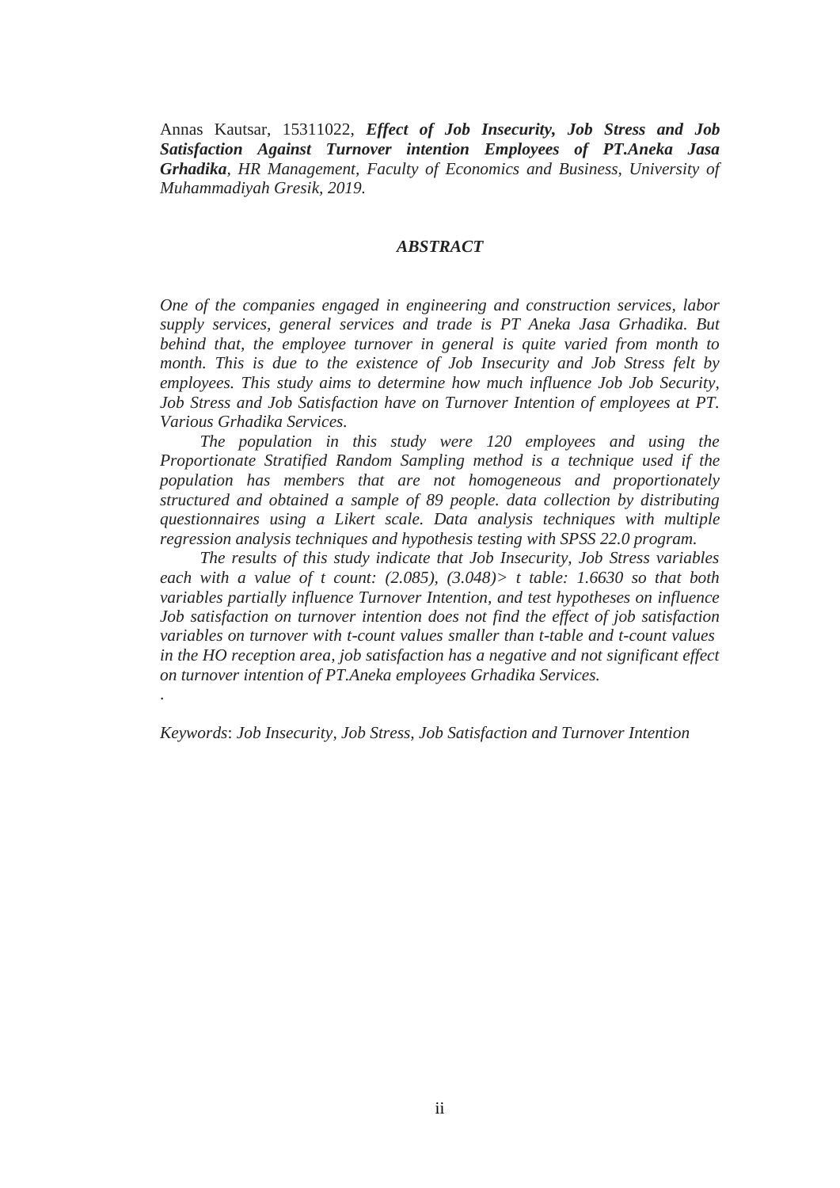Annas Kautsar, 15311022, ***Effect of Job Insecurity, Job Stress and Job Satisfaction Against Turnover intention Employees of PT.Aneka Jasa Grhadika****, HR Management, Faculty of Economics and Business, University of Muhammadiyah Gresik, 2019.*

## *ABSTRACT*

*One of the companies engaged in engineering and construction services, labor supply services, general services and trade is PT Aneka Jasa Grhadika. But behind that, the employee turnover in general is quite varied from month to month. This is due to the existence of Job Insecurity and Job Stress felt by employees. This study aims to determine how much influence Job Job Security, Job Stress and Job Satisfaction have on Turnover Intention of employees at PT. Various Grhadika Services.*

*The population in this study were 120 employees and using the Proportionate Stratified Random Sampling method is a technique used if the population has members that are not homogeneous and proportionately structured and obtained a sample of 89 people. data collection by distributing questionnaires using a Likert scale. Data analysis techniques with multiple regression analysis techniques and hypothesis testing with SPSS 22.0 program.*

*The results of this study indicate that Job Insecurity, Job Stress variables each with a value of t count: (2.085), (3.048)> t table: 1.6630 so that both variables partially influence Turnover Intention, and test hypotheses on influence Job satisfaction on turnover intention does not find the effect of job satisfaction variables on turnover with t-count values smaller than t-table and t-count values in the HO reception area, job satisfaction has a negative and not significant effect on turnover intention of PT.Aneka employees Grhadika Services.*

.

*Keywords*: *Job Insecurity, Job Stress, Job Satisfaction and Turnover Intention*